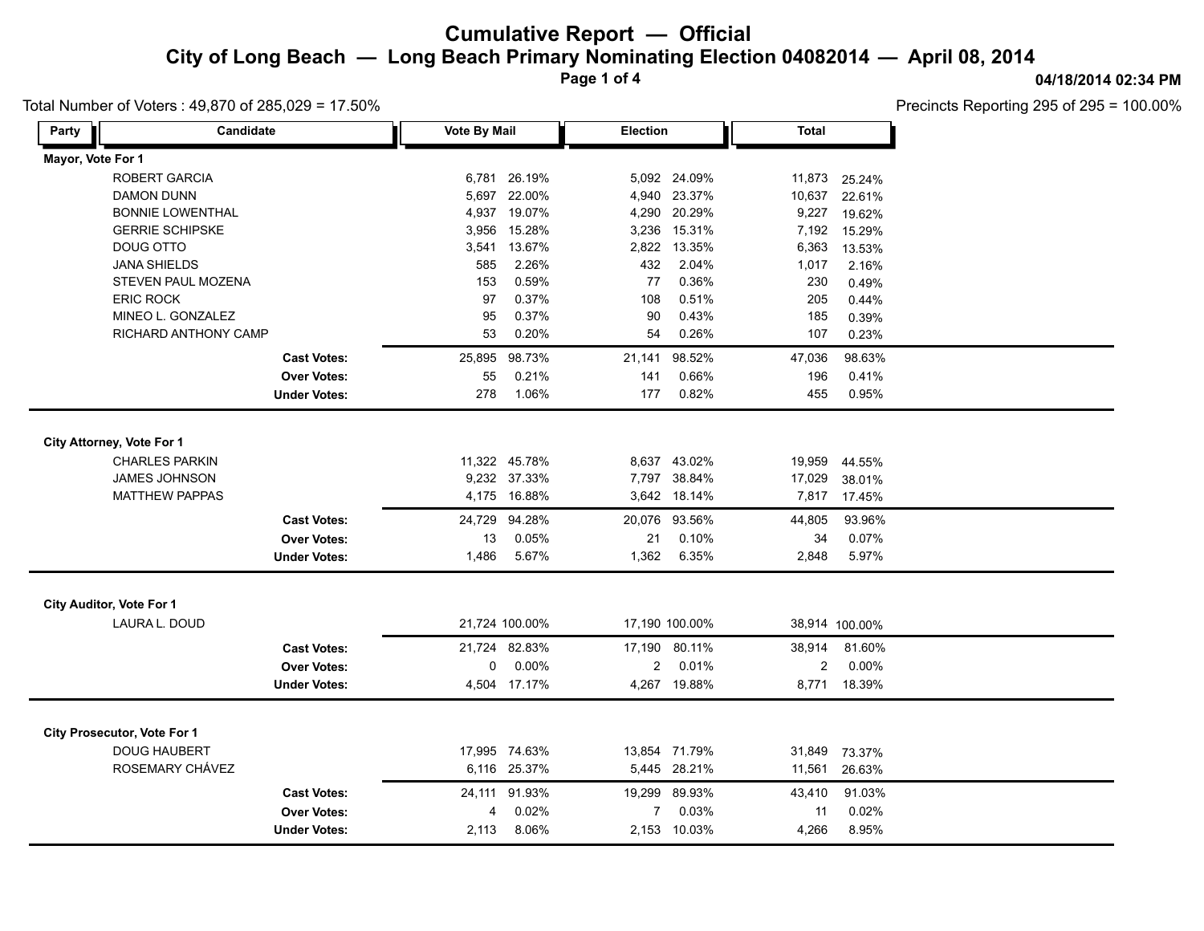# Cumulative Report — Official

## City of Long Beach — Long Beach Primary Nominating Election 04082014 — April 08, 2014

04/18/2014 02:34 PM

Total Number of Voters : 49,870 of 285,029 = 17.50%

Precincts Reporting 295 of 295 = 100.00%

| Party | Candidate | Vote By Mail | | Election | | Total | |
|---|---|---|---|---|---|---|---|
| **Mayor, Vote For 1** | | | | | | | |
| | ROBERT GARCIA | 6,781 | 26.19% | 5,092 | 24.09% | 11,873 | 25.24% |
| | DAMON DUNN | 5,697 | 22.00% | 4,940 | 23.37% | 10,637 | 22.61% |
| | BONNIE LOWENTHAL | 4,937 | 19.07% | 4,290 | 20.29% | 9,227 | 19.62% |
| | GERRIE SCHIPSKE | 3,956 | 15.28% | 3,236 | 15.31% | 7,192 | 15.29% |
| | DOUG OTTO | 3,541 | 13.67% | 2,822 | 13.35% | 6,363 | 13.53% |
| | JANA SHIELDS | 585 | 2.26% | 432 | 2.04% | 1,017 | 2.16% |
| | STEVEN PAUL MOZENA | 153 | 0.59% | 77 | 0.36% | 230 | 0.49% |
| | ERIC ROCK | 97 | 0.37% | 108 | 0.51% | 205 | 0.44% |
| | MINEO L. GONZALEZ | 95 | 0.37% | 90 | 0.43% | 185 | 0.39% |
| | RICHARD ANTHONY CAMP | 53 | 0.20% | 54 | 0.26% | 107 | 0.23% |
| | **Cast Votes:** | 25,895 | 98.73% | 21,141 | 98.52% | 47,036 | 98.63% |
| | **Over Votes:** | 55 | 0.21% | 141 | 0.66% | 196 | 0.41% |
| | **Under Votes:** | 278 | 1.06% | 177 | 0.82% | 455 | 0.95% |
| **City Attorney, Vote For 1** | | | | | | | |
| | CHARLES PARKIN | 11,322 | 45.78% | 8,637 | 43.02% | 19,959 | 44.55% |
| | JAMES JOHNSON | 9,232 | 37.33% | 7,797 | 38.84% | 17,029 | 38.01% |
| | MATTHEW PAPPAS | 4,175 | 16.88% | 3,642 | 18.14% | 7,817 | 17.45% |
| | **Cast Votes:** | 24,729 | 94.28% | 20,076 | 93.56% | 44,805 | 93.96% |
| | **Over Votes:** | 13 | 0.05% | 21 | 0.10% | 34 | 0.07% |
| | **Under Votes:** | 1,486 | 5.67% | 1,362 | 6.35% | 2,848 | 5.97% |
| **City Auditor, Vote For 1** | | | | | | | |
| | LAURA L. DOUD | 21,724 | 100.00% | 17,190 | 100.00% | 38,914 | 100.00% |
| | **Cast Votes:** | 21,724 | 82.83% | 17,190 | 80.11% | 38,914 | 81.60% |
| | **Over Votes:** | 0 | 0.00% | 2 | 0.01% | 2 | 0.00% |
| | **Under Votes:** | 4,504 | 17.17% | 4,267 | 19.88% | 8,771 | 18.39% |
| **City Prosecutor, Vote For 1** | | | | | | | |
| | DOUG HAUBERT | 17,995 | 74.63% | 13,854 | 71.79% | 31,849 | 73.37% |
| | ROSEMARY CHÁVEZ | 6,116 | 25.37% | 5,445 | 28.21% | 11,561 | 26.63% |
| | **Cast Votes:** | 24,111 | 91.93% | 19,299 | 89.93% | 43,410 | 91.03% |
| | **Over Votes:** | 4 | 0.02% | 7 | 0.03% | 11 | 0.02% |
| | **Under Votes:** | 2,113 | 8.06% | 2,153 | 10.03% | 4,266 | 8.95% |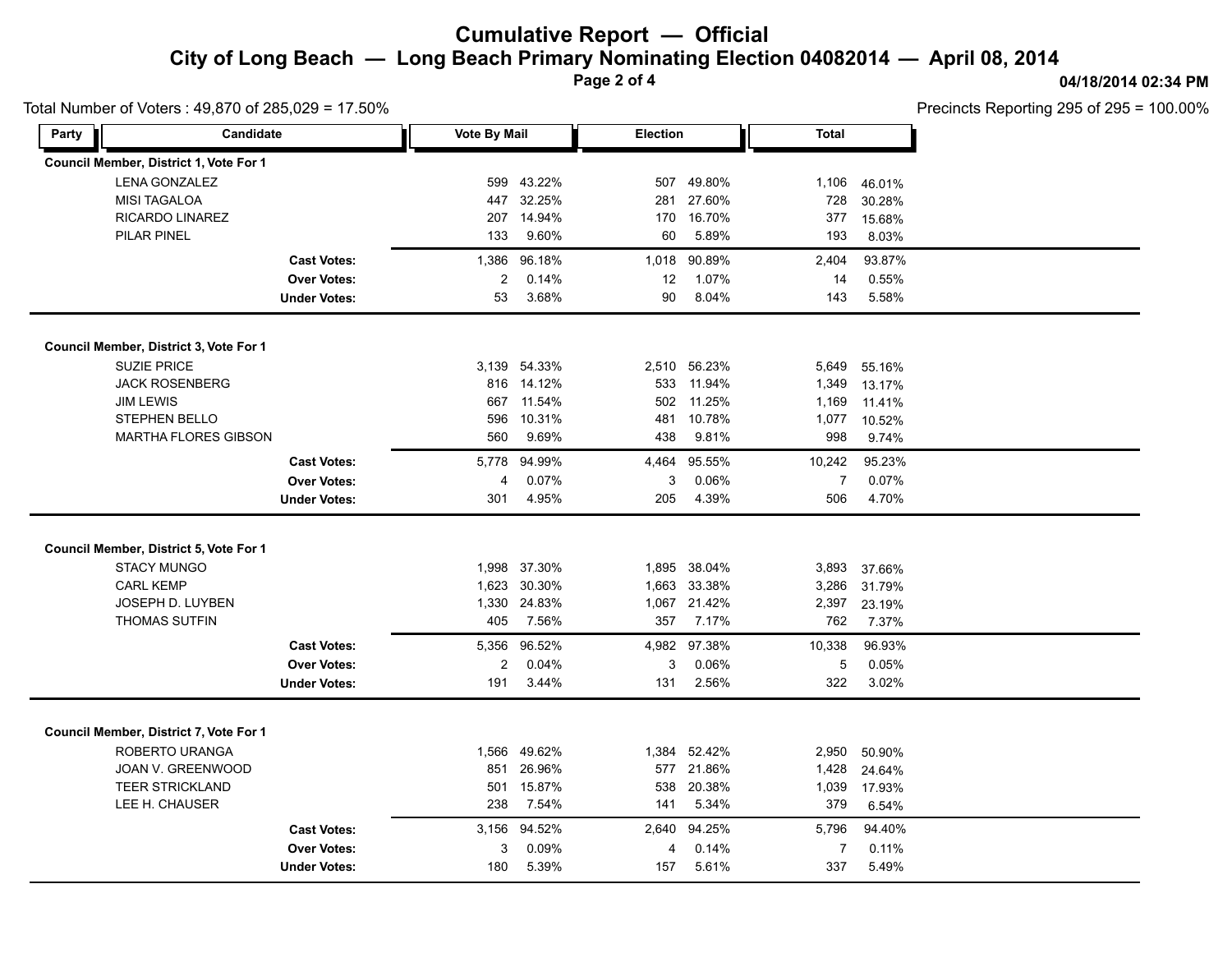# Cumulative Report — Official

## City of Long Beach — Long Beach Primary Nominating Election 04082014 — April 08, 2014

04/18/2014 02:34 PM

Total Number of Voters : 49,870 of 285,029 = 17.50%

Precincts Reporting 295 of 295 = 100.00%

| Party | Candidate | Vote By Mail | | Election | | Total | |
|---|---|---|---|---|---|---|---|
| **Council Member, District 1, Vote For 1** | | | | | | | |
| | LENA GONZALEZ | 599 | 43.22% | 507 | 49.80% | 1,106 | 46.01% |
| | MISI TAGALOA | 447 | 32.25% | 281 | 27.60% | 728 | 30.28% |
| | RICARDO LINAREZ | 207 | 14.94% | 170 | 16.70% | 377 | 15.68% |
| | PILAR PINEL | 133 | 9.60% | 60 | 5.89% | 193 | 8.03% |
| | **Cast Votes:** | 1,386 | 96.18% | 1,018 | 90.89% | 2,404 | 93.87% |
| | **Over Votes:** | 2 | 0.14% | 12 | 1.07% | 14 | 0.55% |
| | **Under Votes:** | 53 | 3.68% | 90 | 8.04% | 143 | 5.58% |
| **Council Member, District 3, Vote For 1** | | | | | | | |
| | SUZIE PRICE | 3,139 | 54.33% | 2,510 | 56.23% | 5,649 | 55.16% |
| | JACK ROSENBERG | 816 | 14.12% | 533 | 11.94% | 1,349 | 13.17% |
| | JIM LEWIS | 667 | 11.54% | 502 | 11.25% | 1,169 | 11.41% |
| | STEPHEN BELLO | 596 | 10.31% | 481 | 10.78% | 1,077 | 10.52% |
| | MARTHA FLORES GIBSON | 560 | 9.69% | 438 | 9.81% | 998 | 9.74% |
| | **Cast Votes:** | 5,778 | 94.99% | 4,464 | 95.55% | 10,242 | 95.23% |
| | **Over Votes:** | 4 | 0.07% | 3 | 0.06% | 7 | 0.07% |
| | **Under Votes:** | 301 | 4.95% | 205 | 4.39% | 506 | 4.70% |
| **Council Member, District 5, Vote For 1** | | | | | | | |
| | STACY MUNGO | 1,998 | 37.30% | 1,895 | 38.04% | 3,893 | 37.66% |
| | CARL KEMP | 1,623 | 30.30% | 1,663 | 33.38% | 3,286 | 31.79% |
| | JOSEPH D. LUYBEN | 1,330 | 24.83% | 1,067 | 21.42% | 2,397 | 23.19% |
| | THOMAS SUTFIN | 405 | 7.56% | 357 | 7.17% | 762 | 7.37% |
| | **Cast Votes:** | 5,356 | 96.52% | 4,982 | 97.38% | 10,338 | 96.93% |
| | **Over Votes:** | 2 | 0.04% | 3 | 0.06% | 5 | 0.05% |
| | **Under Votes:** | 191 | 3.44% | 131 | 2.56% | 322 | 3.02% |
| **Council Member, District 7, Vote For 1** | | | | | | | |
| | ROBERTO URANGA | 1,566 | 49.62% | 1,384 | 52.42% | 2,950 | 50.90% |
| | JOAN V. GREENWOOD | 851 | 26.96% | 577 | 21.86% | 1,428 | 24.64% |
| | TEER STRICKLAND | 501 | 15.87% | 538 | 20.38% | 1,039 | 17.93% |
| | LEE H. CHAUSER | 238 | 7.54% | 141 | 5.34% | 379 | 6.54% |
| | **Cast Votes:** | 3,156 | 94.52% | 2,640 | 94.25% | 5,796 | 94.40% |
| | **Over Votes:** | 3 | 0.09% | 4 | 0.14% | 7 | 0.11% |
| | **Under Votes:** | 180 | 5.39% | 157 | 5.61% | 337 | 5.49% |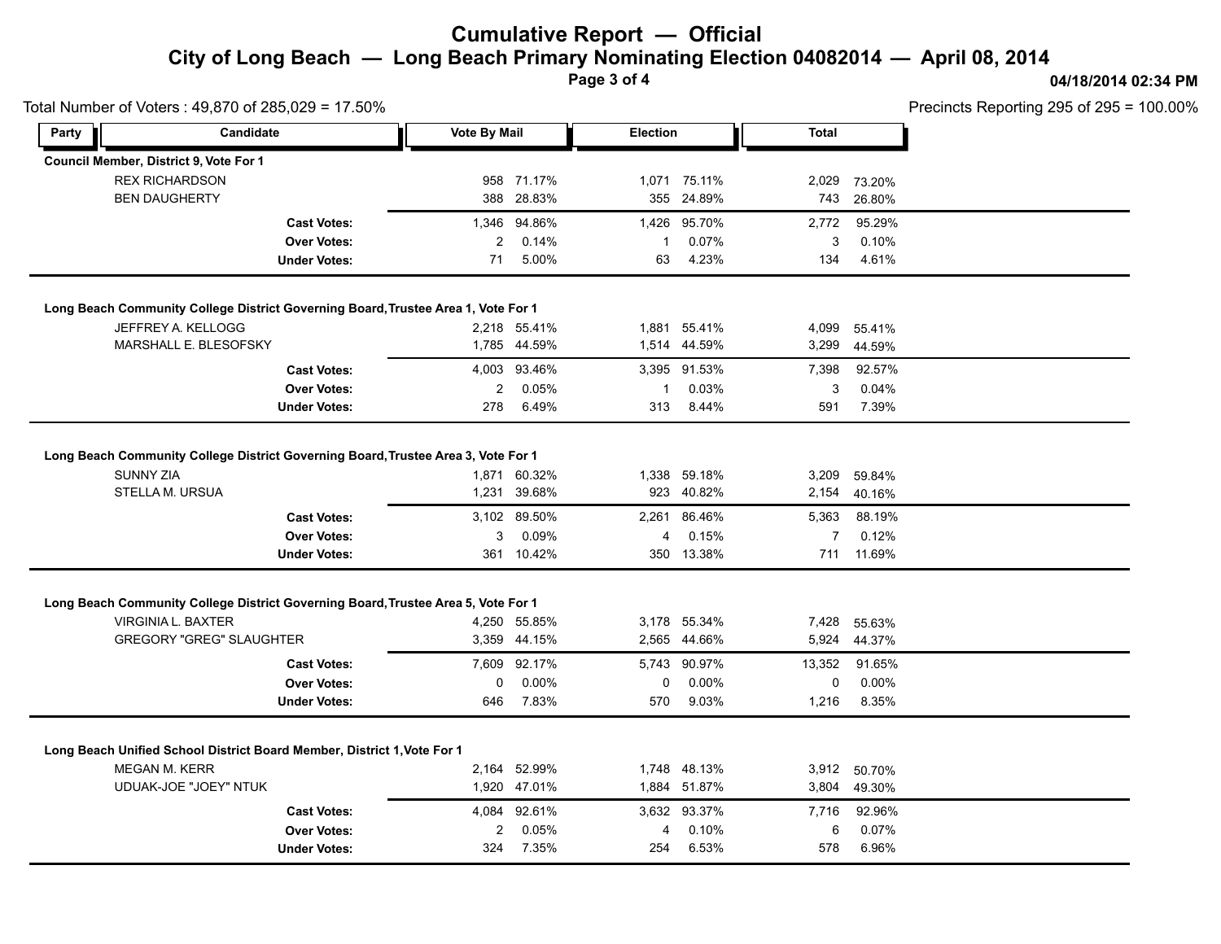# Cumulative Report — Official

## City of Long Beach — Long Beach Primary Nominating Election 04082014 — April 08, 2014

04/18/2014 02:34 PM

Total Number of Voters : 49,870 of 285,029 = 17.50%

Precincts Reporting 295 of 295 = 100.00%

| Party | Candidate | Vote By Mail | | Election | | Total | |
|---|---|---|---|---|---|---|---|
| **Council Member, District 9, Vote For 1** | | | | | | | |
| | REX RICHARDSON | 958 | 71.17% | 1,071 | 75.11% | 2,029 | 73.20% |
| | BEN DAUGHERTY | 388 | 28.83% | 355 | 24.89% | 743 | 26.80% |
| | **Cast Votes:** | 1,346 | 94.86% | 1,426 | 95.70% | 2,772 | 95.29% |
| | **Over Votes:** | 2 | 0.14% | 1 | 0.07% | 3 | 0.10% |
| | **Under Votes:** | 71 | 5.00% | 63 | 4.23% | 134 | 4.61% |
| **Long Beach Community College District Governing Board,Trustee Area 1, Vote For 1** | | | | | | | |
| | JEFFREY A. KELLOGG | 2,218 | 55.41% | 1,881 | 55.41% | 4,099 | 55.41% |
| | MARSHALL E. BLESOFSKY | 1,785 | 44.59% | 1,514 | 44.59% | 3,299 | 44.59% |
| | **Cast Votes:** | 4,003 | 93.46% | 3,395 | 91.53% | 7,398 | 92.57% |
| | **Over Votes:** | 2 | 0.05% | 1 | 0.03% | 3 | 0.04% |
| | **Under Votes:** | 278 | 6.49% | 313 | 8.44% | 591 | 7.39% |
| **Long Beach Community College District Governing Board,Trustee Area 3, Vote For 1** | | | | | | | |
| | SUNNY ZIA | 1,871 | 60.32% | 1,338 | 59.18% | 3,209 | 59.84% |
| | STELLA M. URSUA | 1,231 | 39.68% | 923 | 40.82% | 2,154 | 40.16% |
| | **Cast Votes:** | 3,102 | 89.50% | 2,261 | 86.46% | 5,363 | 88.19% |
| | **Over Votes:** | 3 | 0.09% | 4 | 0.15% | 7 | 0.12% |
| | **Under Votes:** | 361 | 10.42% | 350 | 13.38% | 711 | 11.69% |
| **Long Beach Community College District Governing Board,Trustee Area 5, Vote For 1** | | | | | | | |
| | VIRGINIA L. BAXTER | 4,250 | 55.85% | 3,178 | 55.34% | 7,428 | 55.63% |
| | GREGORY "GREG" SLAUGHTER | 3,359 | 44.15% | 2,565 | 44.66% | 5,924 | 44.37% |
| | **Cast Votes:** | 7,609 | 92.17% | 5,743 | 90.97% | 13,352 | 91.65% |
| | **Over Votes:** | 0 | 0.00% | 0 | 0.00% | 0 | 0.00% |
| | **Under Votes:** | 646 | 7.83% | 570 | 9.03% | 1,216 | 8.35% |
| **Long Beach Unified School District Board Member, District 1,Vote For 1** | | | | | | | |
| | MEGAN M. KERR | 2,164 | 52.99% | 1,748 | 48.13% | 3,912 | 50.70% |
| | UDUAK-JOE "JOEY" NTUK | 1,920 | 47.01% | 1,884 | 51.87% | 3,804 | 49.30% |
| | **Cast Votes:** | 4,084 | 92.61% | 3,632 | 93.37% | 7,716 | 92.96% |
| | **Over Votes:** | 2 | 0.05% | 4 | 0.10% | 6 | 0.07% |
| | **Under Votes:** | 324 | 7.35% | 254 | 6.53% | 578 | 6.96% |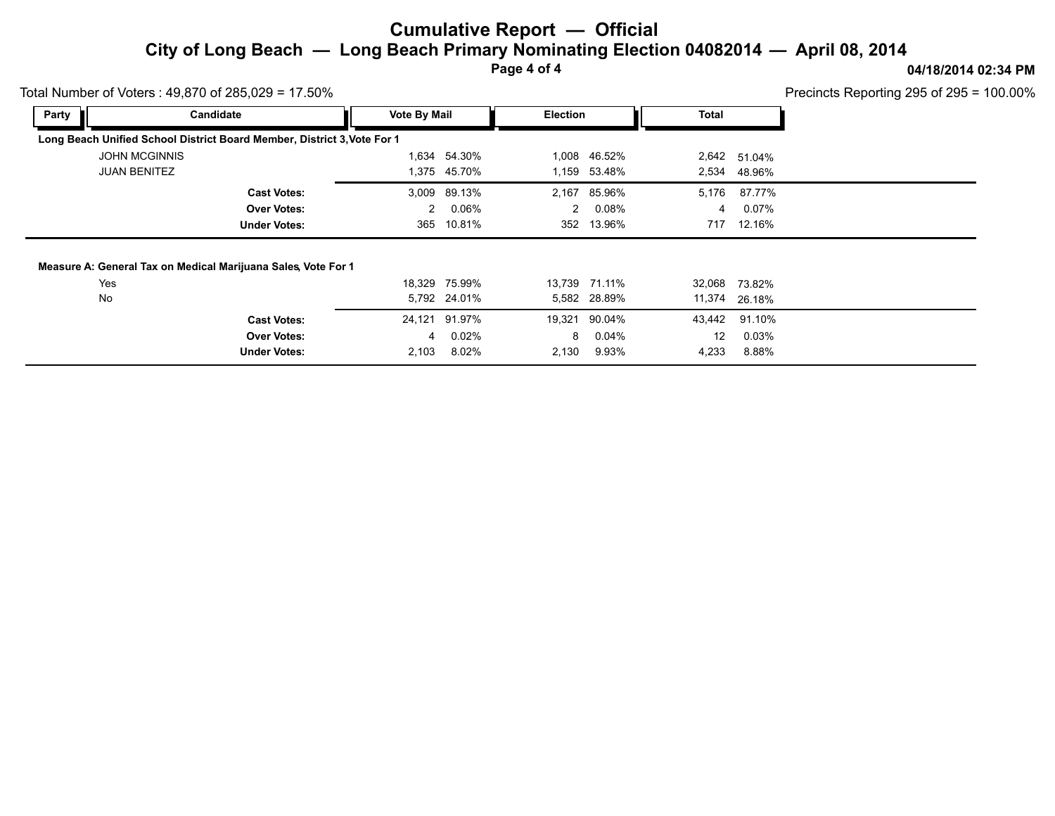# Cumulative Report — Official

## City of Long Beach — Long Beach Primary Nominating Election 04082014 — April 08, 2014

**04/18/2014 02:34 PM**

Total Number of Voters : 49,870 of 285,029 = 17.50%

Precincts Reporting 295 of 295 = 100.00%

| Party | Candidate | Vote By Mail | | Election | | Total | |
|---|---|---|---|---|---|---|---|
| **Long Beach Unified School District Board Member, District 3, Vote For 1** | | | | | | | |
| | JOHN MCGINNIS | 1,634 | 54.30% | 1,008 | 46.52% | 2,642 | 51.04% |
| | JUAN BENITEZ | 1,375 | 45.70% | 1,159 | 53.48% | 2,534 | 48.96% |
| | **Cast Votes:** | 3,009 | 89.13% | 2,167 | 85.96% | 5,176 | 87.77% |
| | **Over Votes:** | 2 | 0.06% | 2 | 0.08% | 4 | 0.07% |
| | **Under Votes:** | 365 | 10.81% | 352 | 13.96% | 717 | 12.16% |
| **Measure A: General Tax on Medical Marijuana Sales, Vote For 1** | | | | | | | |
| | Yes | 18,329 | 75.99% | 13,739 | 71.11% | 32,068 | 73.82% |
| | No | 5,792 | 24.01% | 5,582 | 28.89% | 11,374 | 26.18% |
| | **Cast Votes:** | 24,121 | 91.97% | 19,321 | 90.04% | 43,442 | 91.10% |
| | **Over Votes:** | 4 | 0.02% | 8 | 0.04% | 12 | 0.03% |
| | **Under Votes:** | 2,103 | 8.02% | 2,130 | 9.93% | 4,233 | 8.88% |